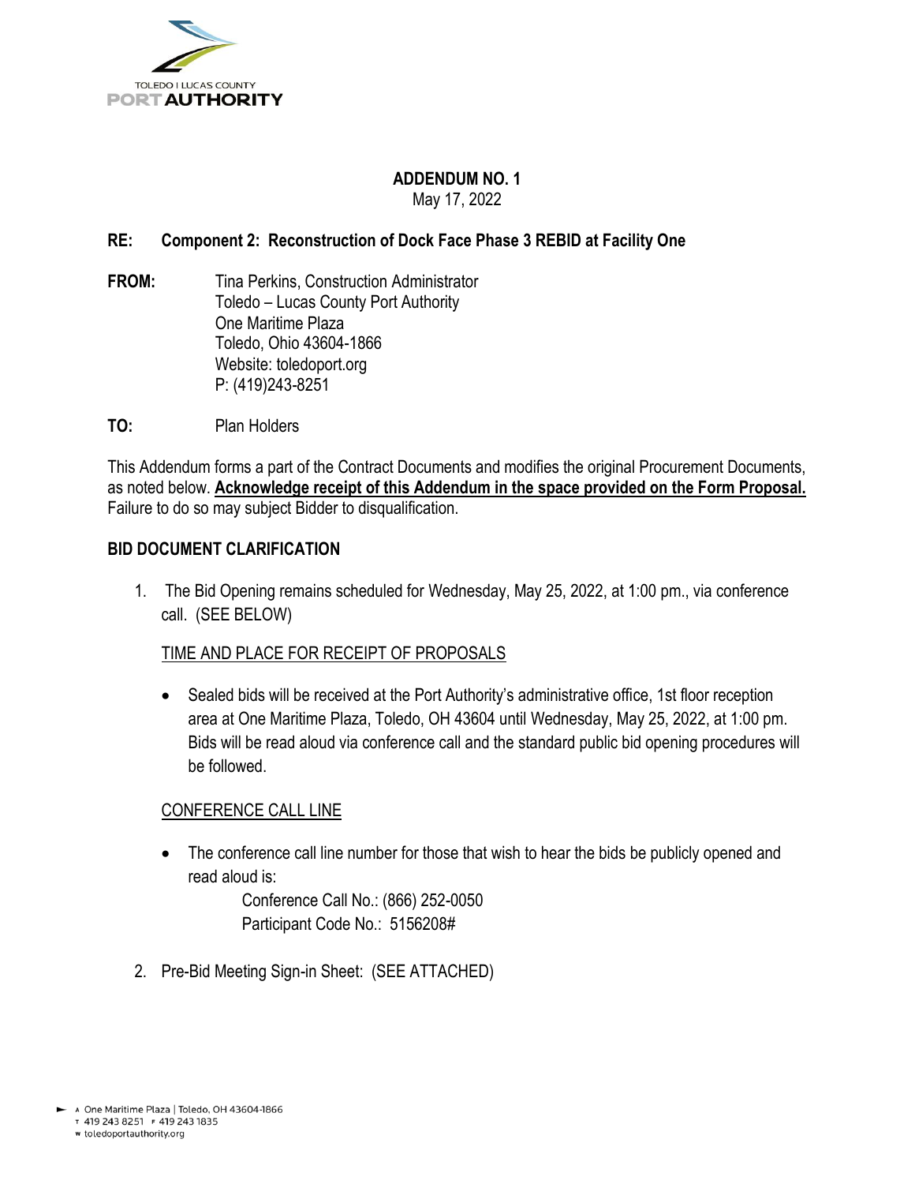TOLEDO | LUCAS COUNTY
**PORT AUTHORITY**

# ADDENDUM NO. 1

May 17, 2022

**RE: Component 2: Reconstruction of Dock Face Phase 3 REBID at Facility One**

**FROM:** Tina Perkins, Construction Administrator
Toledo – Lucas County Port Authority
One Maritime Plaza
Toledo, Ohio 43604-1866
Website: toledoport.org
P: (419)243-8251

**TO:** Plan Holders

This Addendum forms a part of the Contract Documents and modifies the original Procurement Documents, as noted below. **Acknowledge receipt of this Addendum in the space provided on the Form Proposal.** Failure to do so may subject Bidder to disqualification.

## BID DOCUMENT CLARIFICATION

1. The Bid Opening remains scheduled for Wednesday, May 25, 2022, at 1:00 pm., via conference call. (SEE BELOW)

   TIME AND PLACE FOR RECEIPT OF PROPOSALS

   - Sealed bids will be received at the Port Authority's administrative office, 1st floor reception area at One Maritime Plaza, Toledo, OH 43604 until Wednesday, May 25, 2022, at 1:00 pm. Bids will be read aloud via conference call and the standard public bid opening procedures will be followed.

   CONFERENCE CALL LINE

   - The conference call line number for those that wish to hear the bids be publicly opened and read aloud is:

     Conference Call No.: (866) 252-0050
     Participant Code No.: 5156208#

2. Pre-Bid Meeting Sign-in Sheet: (SEE ATTACHED)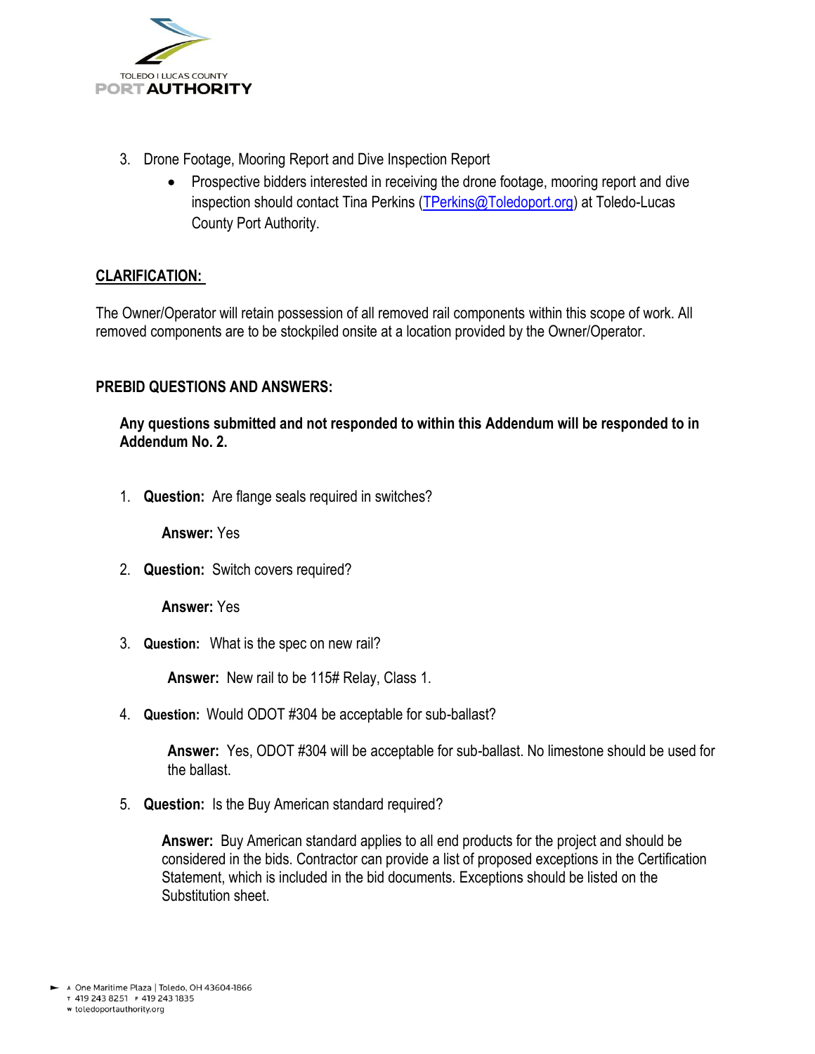3. Drone Footage, Mooring Report and Dive Inspection Report
    - Prospective bidders interested in receiving the drone footage, mooring report and dive inspection should contact Tina Perkins (TPerkins@Toledoport.org) at Toledo-Lucas County Port Authority.

## CLARIFICATION:

The Owner/Operator will retain possession of all removed rail components within this scope of work. All removed components are to be stockpiled onsite at a location provided by the Owner/Operator.

## PREBID QUESTIONS AND ANSWERS:

**Any questions submitted and not responded to within this Addendum will be responded to in Addendum No. 2.**

1. **Question:** Are flange seals required in switches?

    **Answer:** Yes

2. **Question:** Switch covers required?

    **Answer:** Yes

3. **Question:** What is the spec on new rail?

    **Answer:** New rail to be 115# Relay, Class 1.

4. **Question:** Would ODOT #304 be acceptable for sub-ballast?

    **Answer:** Yes, ODOT #304 will be acceptable for sub-ballast. No limestone should be used for the ballast.

5. **Question:** Is the Buy American standard required?

    **Answer:** Buy American standard applies to all end products for the project and should be considered in the bids. Contractor can provide a list of proposed exceptions in the Certification Statement, which is included in the bid documents. Exceptions should be listed on the Substitution sheet.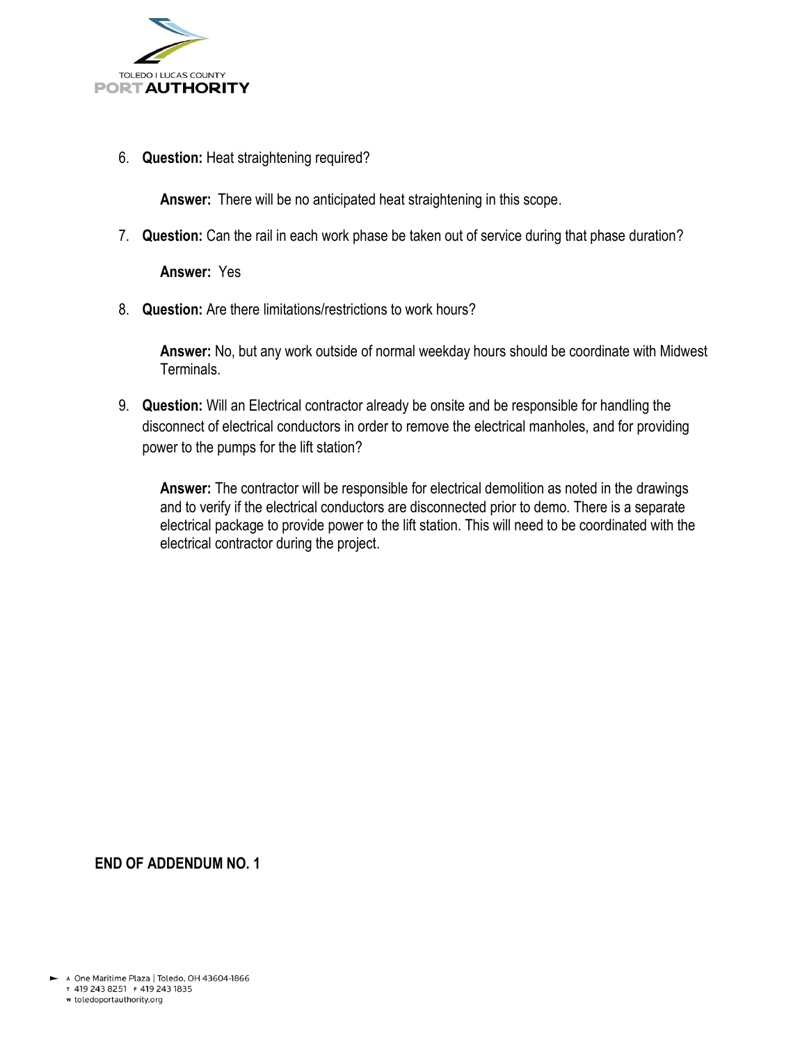6. **Question:** Heat straightening required?

   **Answer:** There will be no anticipated heat straightening in this scope.

7. **Question:** Can the rail in each work phase be taken out of service during that phase duration?

   **Answer:** Yes

8. **Question:** Are there limitations/restrictions to work hours?

   **Answer:** No, but any work outside of normal weekday hours should be coordinate with Midwest Terminals.

9. **Question:** Will an Electrical contractor already be onsite and be responsible for handling the disconnect of electrical conductors in order to remove the electrical manholes, and for providing power to the pumps for the lift station?

   **Answer:** The contractor will be responsible for electrical demolition as noted in the drawings and to verify if the electrical conductors are disconnected prior to demo. There is a separate electrical package to provide power to the lift station. This will need to be coordinated with the electrical contractor during the project.

**END OF ADDENDUM NO. 1**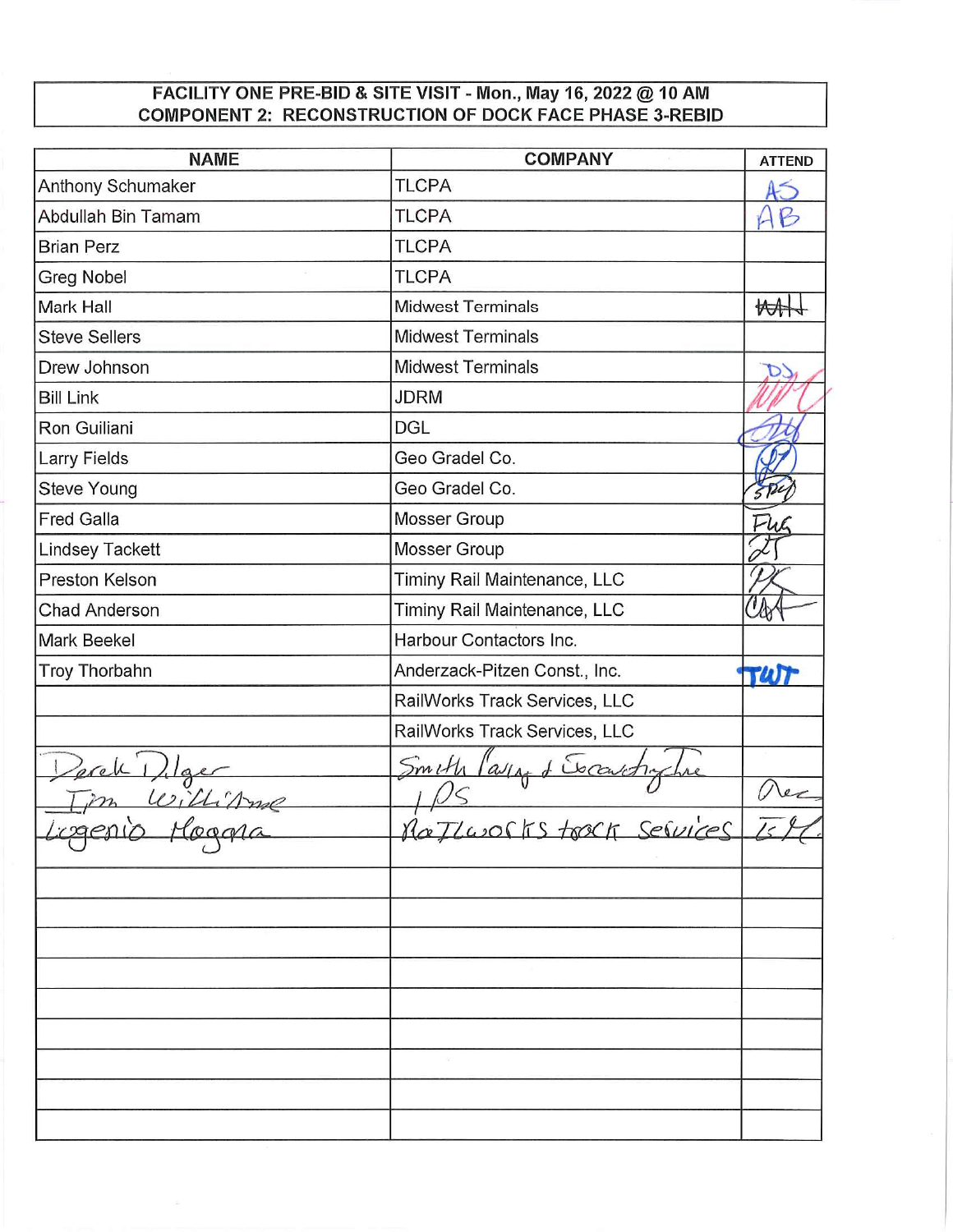**FACILITY ONE PRE-BID & SITE VISIT - Mon., May 16, 2022 @ 10 AM**
**COMPONENT 2: RECONSTRUCTION OF DOCK FACE PHASE 3-REBID**

| NAME | COMPANY | ATTEND |
|---|---|---|
| Anthony Schumaker | TLCPA | AS |
| Abdullah Bin Tamam | TLCPA | AB |
| Brian Perz | TLCPA | |
| Greg Nobel | TLCPA | |
| Mark Hall | Midwest Terminals | MH |
| Steve Sellers | Midwest Terminals | |
| Drew Johnson | Midwest Terminals | DJ |
| Bill Link | JDRM | WL |
| Ron Guiliani | DGL | RG |
| Larry Fields | Geo Gradel Co. | LF |
| Steve Young | Geo Gradel Co. | SPY |
| Fred Galla | Mosser Group | FWG |
| Lindsey Tackett | Mosser Group | LT |
| Preston Kelson | Timiny Rail Maintenance, LLC | PK |
| Chad Anderson | Timiny Rail Maintenance, LLC | CA |
| Mark Beekel | Harbour Contactors Inc. | |
| Troy Thorbahn | Anderzack-Pitzen Const., Inc. | TWT |
| | RailWorks Track Services, LLC | |
| | RailWorks Track Services, LLC | |
| Derek Dilger | Smith Paving & Excavating Inc | |
| Tim Williams | IPS | |
| Eugenio Magana | RailWorks track Services | EM |
| | | |
| | | |
| | | |
| | | |
| | | |
| | | |
| | | |
| | | |
| | | |